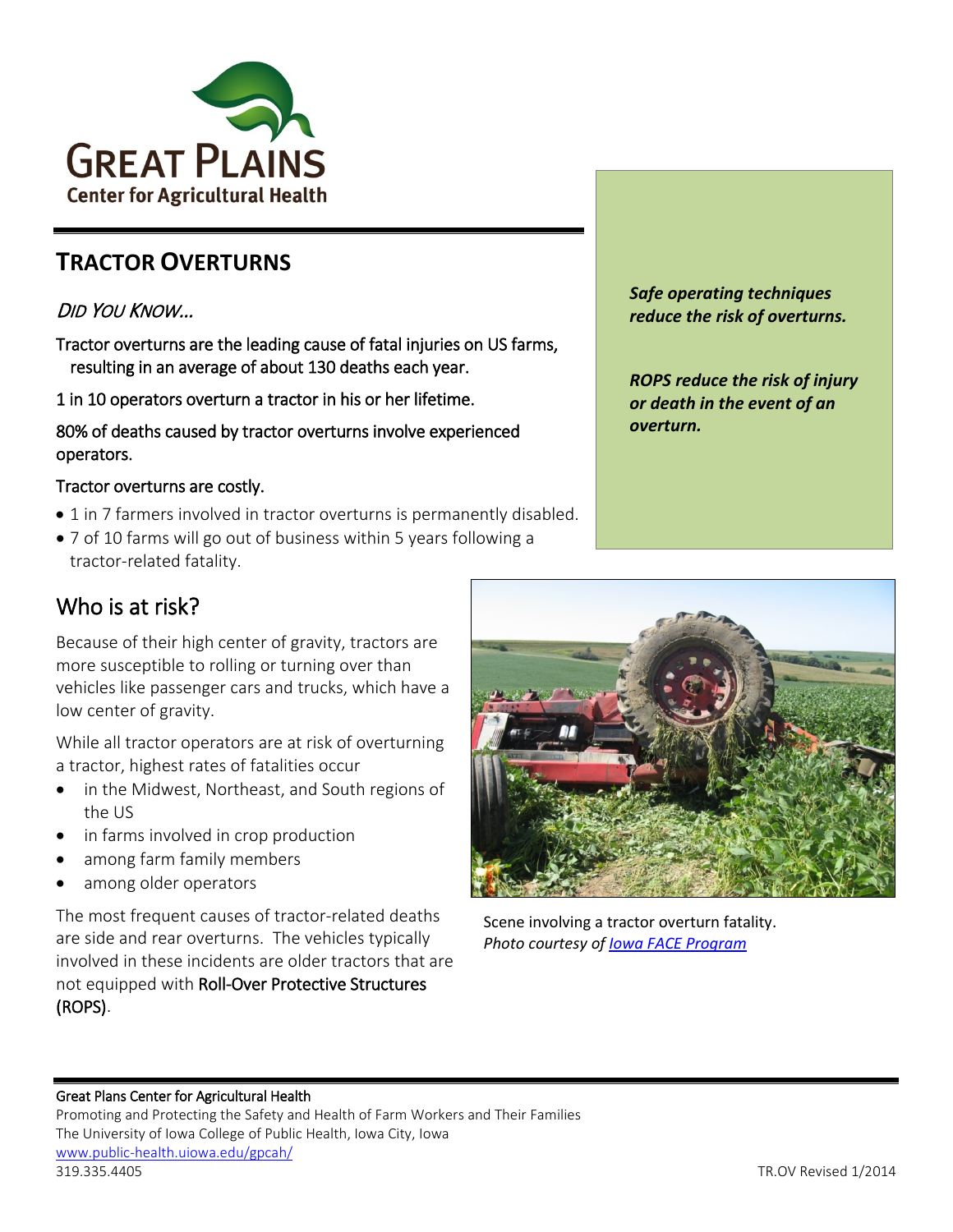GREAT PLAINS
Center for Agricultural Health

# TRACTOR OVERTURNS

*DID YOU KNOW...*

Tractor overturns are the leading cause of fatal injuries on US farms, resulting in an average of about 130 deaths each year.

1 in 10 operators overturn a tractor in his or her lifetime.

80% of deaths caused by tractor overturns involve experienced operators.

Tractor overturns are costly.

- 1 in 7 farmers involved in tractor overturns is permanently disabled.
- 7 of 10 farms will go out of business within 5 years following a tractor-related fatality.

***Safe operating techniques reduce the risk of overturns.***

***ROPS reduce the risk of injury or death in the event of an overturn.***

## Who is at risk?

Because of their high center of gravity, tractors are more susceptible to rolling or turning over than vehicles like passenger cars and trucks, which have a low center of gravity.

While all tractor operators are at risk of overturning a tractor, highest rates of fatalities occur

- in the Midwest, Northeast, and South regions of the US
- in farms involved in crop production
- among farm family members
- among older operators

The most frequent causes of tractor-related deaths are side and rear overturns. The vehicles typically involved in these incidents are older tractors that are not equipped with Roll-Over Protective Structures (ROPS).

Scene involving a tractor overturn fatality.
*Photo courtesy of [Iowa FACE Program]*

Great Plains Center for Agricultural Health
Promoting and Protecting the Safety and Health of Farm Workers and Their Families
The University of Iowa College of Public Health, Iowa City, Iowa
www.public-health.uiowa.edu/gpcah/
319.335.4405

TR.OV Revised 1/2014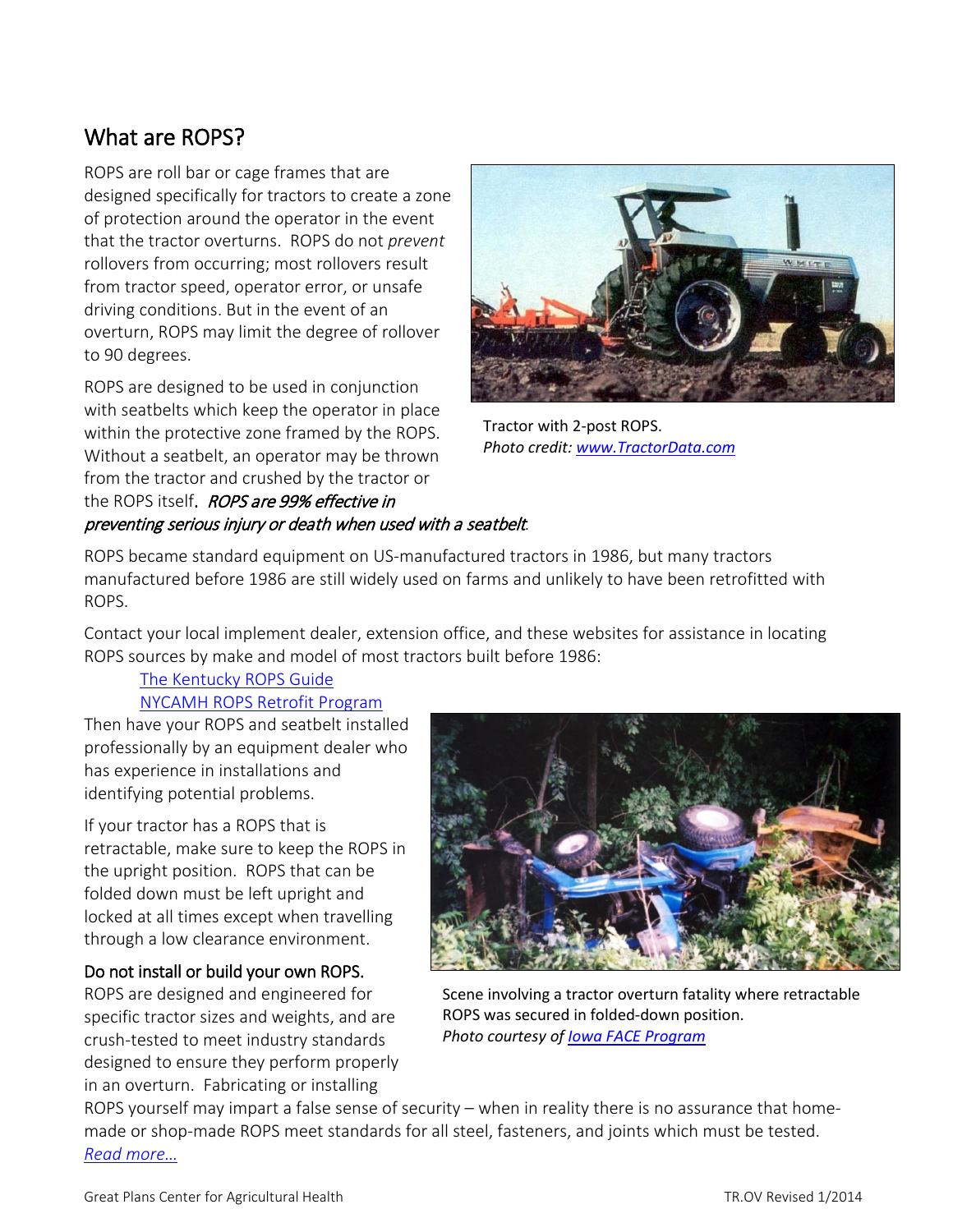## What are ROPS?

ROPS are roll bar or cage frames that are designed specifically for tractors to create a zone of protection around the operator in the event that the tractor overturns. ROPS do not *prevent* rollovers from occurring; most rollovers result from tractor speed, operator error, or unsafe driving conditions. But in the event of an overturn, ROPS may limit the degree of rollover to 90 degrees.

ROPS are designed to be used in conjunction with seatbelts which keep the operator in place within the protective zone framed by the ROPS. Without a seatbelt, an operator may be thrown from the tractor and crushed by the tractor or the ROPS itself. ***ROPS are 99% effective in preventing serious injury or death when used with a seatbelt***.

Tractor with 2-post ROPS.
*Photo credit: www.TractorData.com*

ROPS became standard equipment on US-manufactured tractors in 1986, but many tractors manufactured before 1986 are still widely used on farms and unlikely to have been retrofitted with ROPS.

Contact your local implement dealer, extension office, and these websites for assistance in locating ROPS sources by make and model of most tractors built before 1986:

- The Kentucky ROPS Guide
- NYCAMH ROPS Retrofit Program

Then have your ROPS and seatbelt installed professionally by an equipment dealer who has experience in installations and identifying potential problems.

If your tractor has a ROPS that is retractable, make sure to keep the ROPS in the upright position. ROPS that can be folded down must be left upright and locked at all times except when travelling through a low clearance environment.

Scene involving a tractor overturn fatality where retractable ROPS was secured in folded-down position.
*Photo courtesy of Iowa FACE Program*

### Do not install or build your own ROPS.

ROPS are designed and engineered for specific tractor sizes and weights, and are crush-tested to meet industry standards designed to ensure they perform properly in an overturn. Fabricating or installing ROPS yourself may impart a false sense of security – when in reality there is no assurance that home-made or shop-made ROPS meet standards for all steel, fasteners, and joints which must be tested. *Read more…*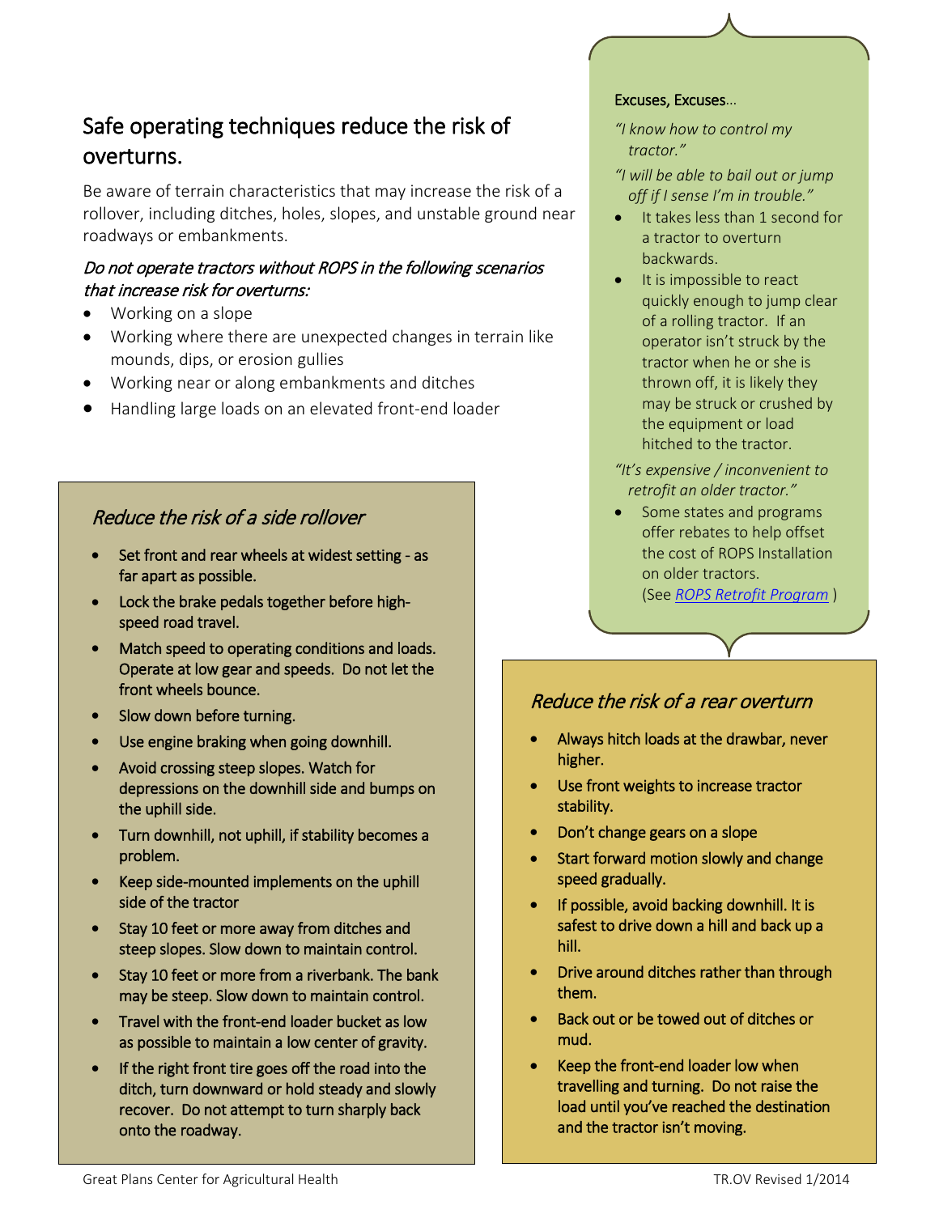## Safe operating techniques reduce the risk of overturns.

Be aware of terrain characteristics that may increase the risk of a rollover, including ditches, holes, slopes, and unstable ground near roadways or embankments.

*Do not operate tractors without ROPS in the following scenarios that increase risk for overturns:*

- Working on a slope
- Working where there are unexpected changes in terrain like mounds, dips, or erosion gullies
- Working near or along embankments and ditches
- Handling large loads on an elevated front-end loader

### Excuses, Excuses…

*"I know how to control my tractor."*

*"I will be able to bail out or jump off if I sense I'm in trouble."*

- It takes less than 1 second for a tractor to overturn backwards.
- It is impossible to react quickly enough to jump clear of a rolling tractor. If an operator isn't struck by the tractor when he or she is thrown off, it is likely they may be struck or crushed by the equipment or load hitched to the tractor.

*"It's expensive / inconvenient to retrofit an older tractor."*

- Some states and programs offer rebates to help offset the cost of ROPS Installation on older tractors. (See *ROPS Retrofit Program* )

### *Reduce the risk of a side rollover*

- Set front and rear wheels at widest setting - as far apart as possible.
- Lock the brake pedals together before high-speed road travel.
- Match speed to operating conditions and loads. Operate at low gear and speeds. Do not let the front wheels bounce.
- Slow down before turning.
- Use engine braking when going downhill.
- Avoid crossing steep slopes. Watch for depressions on the downhill side and bumps on the uphill side.
- Turn downhill, not uphill, if stability becomes a problem.
- Keep side-mounted implements on the uphill side of the tractor
- Stay 10 feet or more away from ditches and steep slopes. Slow down to maintain control.
- Stay 10 feet or more from a riverbank. The bank may be steep. Slow down to maintain control.
- Travel with the front-end loader bucket as low as possible to maintain a low center of gravity.
- If the right front tire goes off the road into the ditch, turn downward or hold steady and slowly recover. Do not attempt to turn sharply back onto the roadway.

### *Reduce the risk of a rear overturn*

- Always hitch loads at the drawbar, never higher.
- Use front weights to increase tractor stability.
- Don't change gears on a slope
- Start forward motion slowly and change speed gradually.
- If possible, avoid backing downhill. It is safest to drive down a hill and back up a hill.
- Drive around ditches rather than through them.
- Back out or be towed out of ditches or mud.
- Keep the front-end loader low when travelling and turning. Do not raise the load until you've reached the destination and the tractor isn't moving.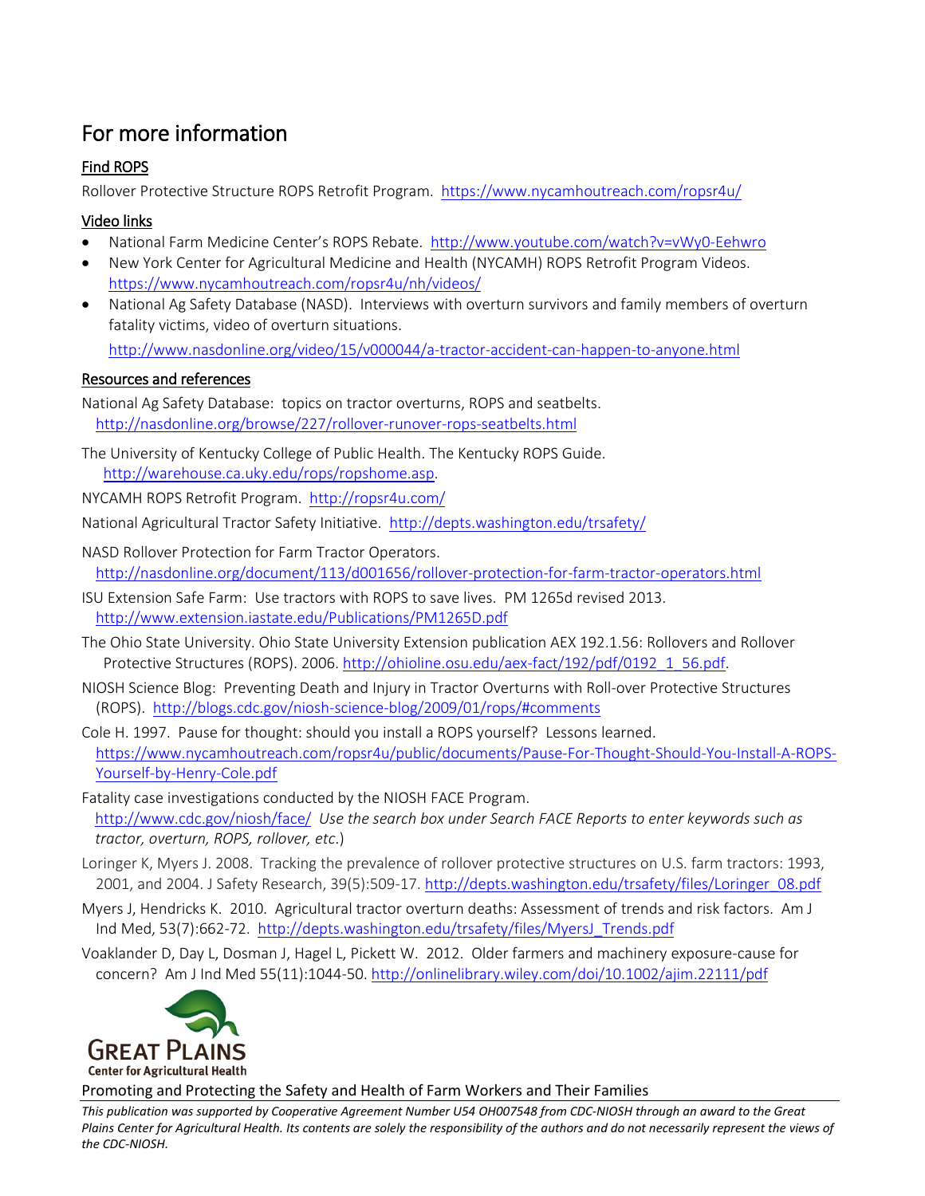# For more information

## Find ROPS

Rollover Protective Structure ROPS Retrofit Program. https://www.nycamhoutreach.com/ropsr4u/

## Video links

- National Farm Medicine Center's ROPS Rebate. http://www.youtube.com/watch?v=vWy0-Eehwro
- New York Center for Agricultural Medicine and Health (NYCAMH) ROPS Retrofit Program Videos. https://www.nycamhoutreach.com/ropsr4u/nh/videos/
- National Ag Safety Database (NASD). Interviews with overturn survivors and family members of overturn fatality victims, video of overturn situations.

  http://www.nasdonline.org/video/15/v000044/a-tractor-accident-can-happen-to-anyone.html

## Resources and references

National Ag Safety Database: topics on tractor overturns, ROPS and seatbelts. http://nasdonline.org/browse/227/rollover-runover-rops-seatbelts.html

The University of Kentucky College of Public Health. The Kentucky ROPS Guide. http://warehouse.ca.uky.edu/rops/ropshome.asp.

NYCAMH ROPS Retrofit Program. http://ropsr4u.com/

National Agricultural Tractor Safety Initiative. http://depts.washington.edu/trsafety/

NASD Rollover Protection for Farm Tractor Operators. http://nasdonline.org/document/113/d001656/rollover-protection-for-farm-tractor-operators.html

ISU Extension Safe Farm: Use tractors with ROPS to save lives. PM 1265d revised 2013. http://www.extension.iastate.edu/Publications/PM1265D.pdf

The Ohio State University. Ohio State University Extension publication AEX 192.1.56: Rollovers and Rollover Protective Structures (ROPS). 2006. http://ohioline.osu.edu/aex-fact/192/pdf/0192_1_56.pdf.

NIOSH Science Blog: Preventing Death and Injury in Tractor Overturns with Roll-over Protective Structures (ROPS). http://blogs.cdc.gov/niosh-science-blog/2009/01/rops/#comments

Cole H. 1997. Pause for thought: should you install a ROPS yourself? Lessons learned. https://www.nycamhoutreach.com/ropsr4u/public/documents/Pause-For-Thought-Should-You-Install-A-ROPS-Yourself-by-Henry-Cole.pdf

Fatality case investigations conducted by the NIOSH FACE Program. http://www.cdc.gov/niosh/face/ *Use the search box under Search FACE Reports to enter keywords such as tractor, overturn, ROPS, rollover, etc.*)

Loringer K, Myers J. 2008. Tracking the prevalence of rollover protective structures on U.S. farm tractors: 1993, 2001, and 2004. J Safety Research, 39(5):509-17. http://depts.washington.edu/trsafety/files/Loringer_08.pdf

Myers J, Hendricks K. 2010. Agricultural tractor overturn deaths: Assessment of trends and risk factors. Am J Ind Med, 53(7):662-72. http://depts.washington.edu/trsafety/files/MyersJ_Trends.pdf

Voaklander D, Day L, Dosman J, Hagel L, Pickett W. 2012. Older farmers and machinery exposure-cause for concern? Am J Ind Med 55(11):1044-50. http://onlinelibrary.wiley.com/doi/10.1002/ajim.22111/pdf

GREAT PLAINS
Center for Agricultural Health

Promoting and Protecting the Safety and Health of Farm Workers and Their Families

*This publication was supported by Cooperative Agreement Number U54 OH007548 from CDC-NIOSH through an award to the Great Plains Center for Agricultural Health. Its contents are solely the responsibility of the authors and do not necessarily represent the views of the CDC-NIOSH.*